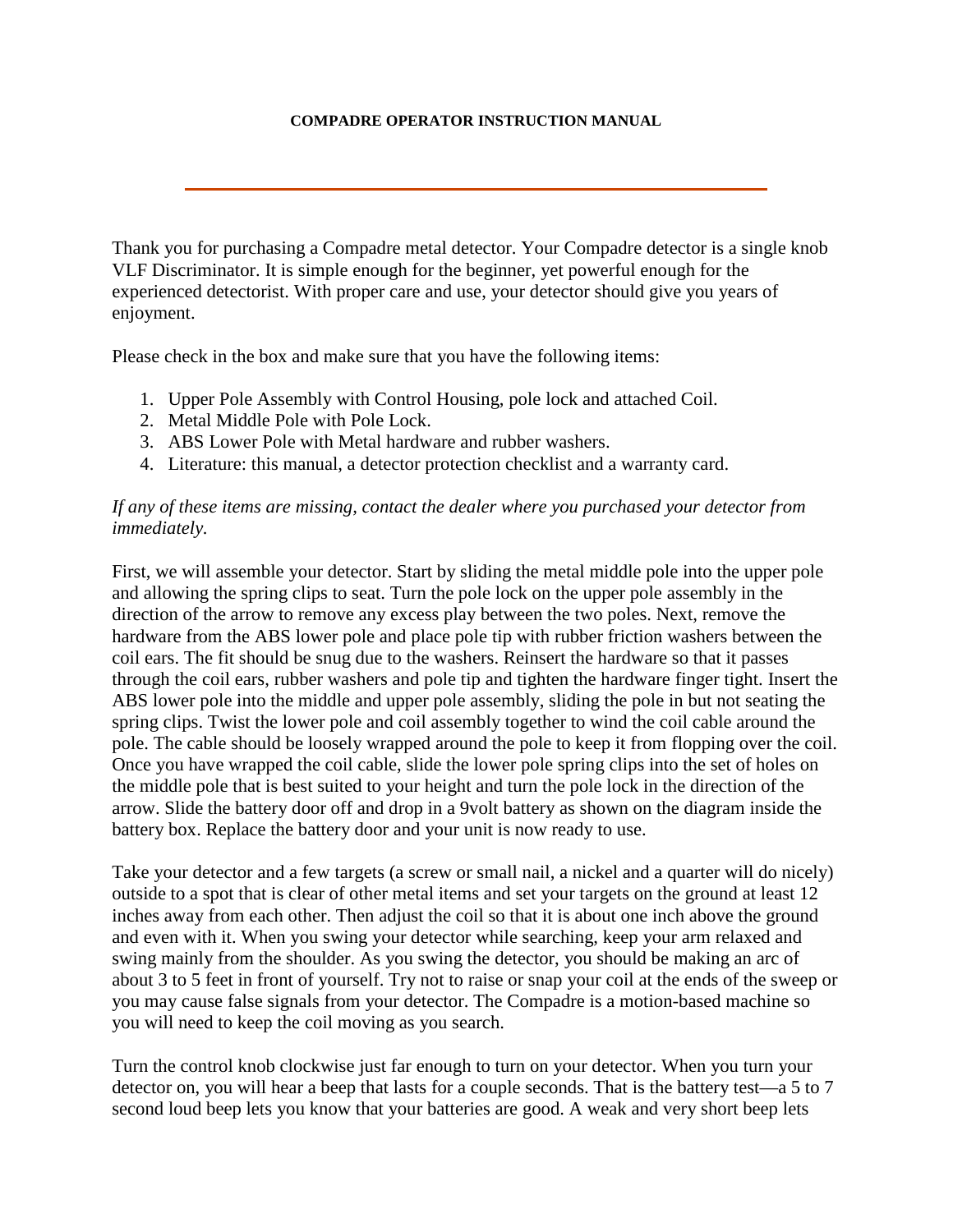# COMPADRE OPERATOR INSTRUCTION MANUAL

---

Thank you for purchasing a Compadre metal detector. Your Compadre detector is a single knob VLF Discriminator. It is simple enough for the beginner, yet powerful enough for the experienced detectorist. With proper care and use, your detector should give you years of enjoyment.

Please check in the box and make sure that you have the following items:

1. Upper Pole Assembly with Control Housing, pole lock and attached Coil.
2. Metal Middle Pole with Pole Lock.
3. ABS Lower Pole with Metal hardware and rubber washers.
4. Literature: this manual, a detector protection checklist and a warranty card.

*If any of these items are missing, contact the dealer where you purchased your detector from immediately.*

First, we will assemble your detector. Start by sliding the metal middle pole into the upper pole and allowing the spring clips to seat. Turn the pole lock on the upper pole assembly in the direction of the arrow to remove any excess play between the two poles. Next, remove the hardware from the ABS lower pole and place pole tip with rubber friction washers between the coil ears. The fit should be snug due to the washers. Reinsert the hardware so that it passes through the coil ears, rubber washers and pole tip and tighten the hardware finger tight. Insert the ABS lower pole into the middle and upper pole assembly, sliding the pole in but not seating the spring clips. Twist the lower pole and coil assembly together to wind the coil cable around the pole. The cable should be loosely wrapped around the pole to keep it from flopping over the coil. Once you have wrapped the coil cable, slide the lower pole spring clips into the set of holes on the middle pole that is best suited to your height and turn the pole lock in the direction of the arrow. Slide the battery door off and drop in a 9volt battery as shown on the diagram inside the battery box. Replace the battery door and your unit is now ready to use.

Take your detector and a few targets (a screw or small nail, a nickel and a quarter will do nicely) outside to a spot that is clear of other metal items and set your targets on the ground at least 12 inches away from each other. Then adjust the coil so that it is about one inch above the ground and even with it. When you swing your detector while searching, keep your arm relaxed and swing mainly from the shoulder. As you swing the detector, you should be making an arc of about 3 to 5 feet in front of yourself. Try not to raise or snap your coil at the ends of the sweep or you may cause false signals from your detector. The Compadre is a motion-based machine so you will need to keep the coil moving as you search.

Turn the control knob clockwise just far enough to turn on your detector. When you turn your detector on, you will hear a beep that lasts for a couple seconds. That is the battery test—a 5 to 7 second loud beep lets you know that your batteries are good. A weak and very short beep lets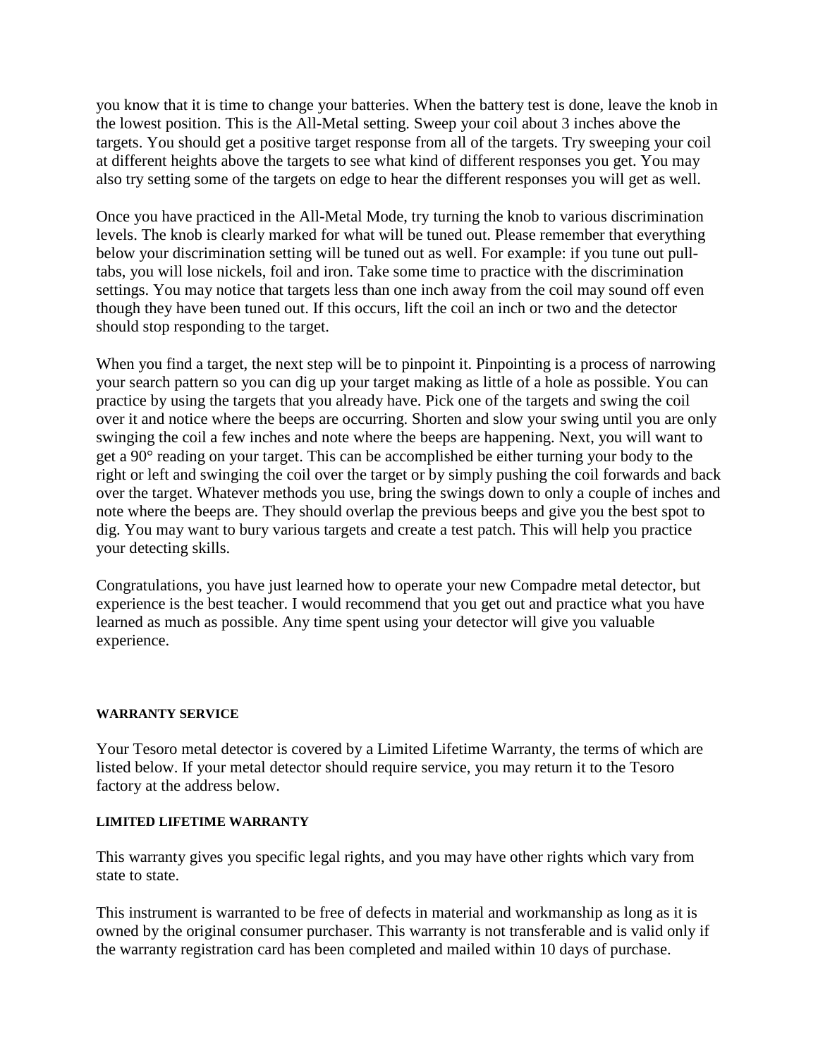you know that it is time to change your batteries. When the battery test is done, leave the knob in the lowest position. This is the All-Metal setting. Sweep your coil about 3 inches above the targets. You should get a positive target response from all of the targets. Try sweeping your coil at different heights above the targets to see what kind of different responses you get. You may also try setting some of the targets on edge to hear the different responses you will get as well.

Once you have practiced in the All-Metal Mode, try turning the knob to various discrimination levels. The knob is clearly marked for what will be tuned out. Please remember that everything below your discrimination setting will be tuned out as well. For example: if you tune out pull-tabs, you will lose nickels, foil and iron. Take some time to practice with the discrimination settings. You may notice that targets less than one inch away from the coil may sound off even though they have been tuned out. If this occurs, lift the coil an inch or two and the detector should stop responding to the target.

When you find a target, the next step will be to pinpoint it. Pinpointing is a process of narrowing your search pattern so you can dig up your target making as little of a hole as possible. You can practice by using the targets that you already have. Pick one of the targets and swing the coil over it and notice where the beeps are occurring. Shorten and slow your swing until you are only swinging the coil a few inches and note where the beeps are happening. Next, you will want to get a 90° reading on your target. This can be accomplished be either turning your body to the right or left and swinging the coil over the target or by simply pushing the coil forwards and back over the target. Whatever methods you use, bring the swings down to only a couple of inches and note where the beeps are. They should overlap the previous beeps and give you the best spot to dig. You may want to bury various targets and create a test patch. This will help you practice your detecting skills.

Congratulations, you have just learned how to operate your new Compadre metal detector, but experience is the best teacher. I would recommend that you get out and practice what you have learned as much as possible. Any time spent using your detector will give you valuable experience.

#### WARRANTY SERVICE

Your Tesoro metal detector is covered by a Limited Lifetime Warranty, the terms of which are listed below. If your metal detector should require service, you may return it to the Tesoro factory at the address below.

#### LIMITED LIFETIME WARRANTY

This warranty gives you specific legal rights, and you may have other rights which vary from state to state.

This instrument is warranted to be free of defects in material and workmanship as long as it is owned by the original consumer purchaser. This warranty is not transferable and is valid only if the warranty registration card has been completed and mailed within 10 days of purchase.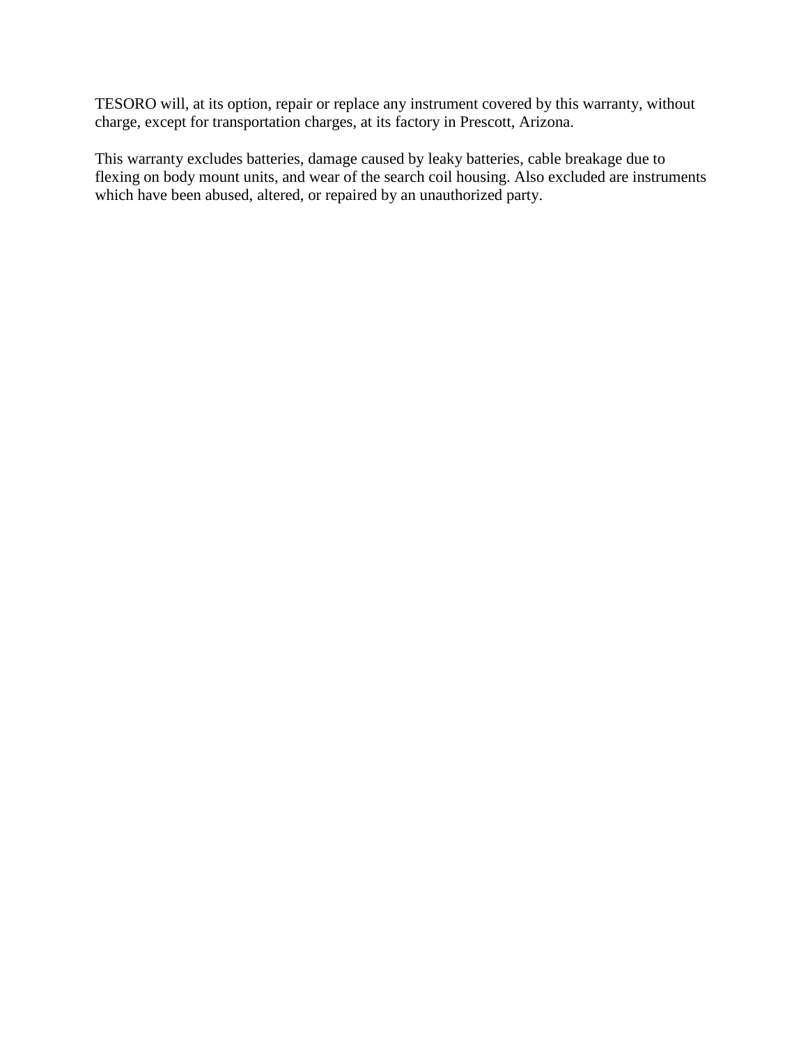TESORO will, at its option, repair or replace any instrument covered by this warranty, without charge, except for transportation charges, at its factory in Prescott, Arizona.

This warranty excludes batteries, damage caused by leaky batteries, cable breakage due to flexing on body mount units, and wear of the search coil housing. Also excluded are instruments which have been abused, altered, or repaired by an unauthorized party.